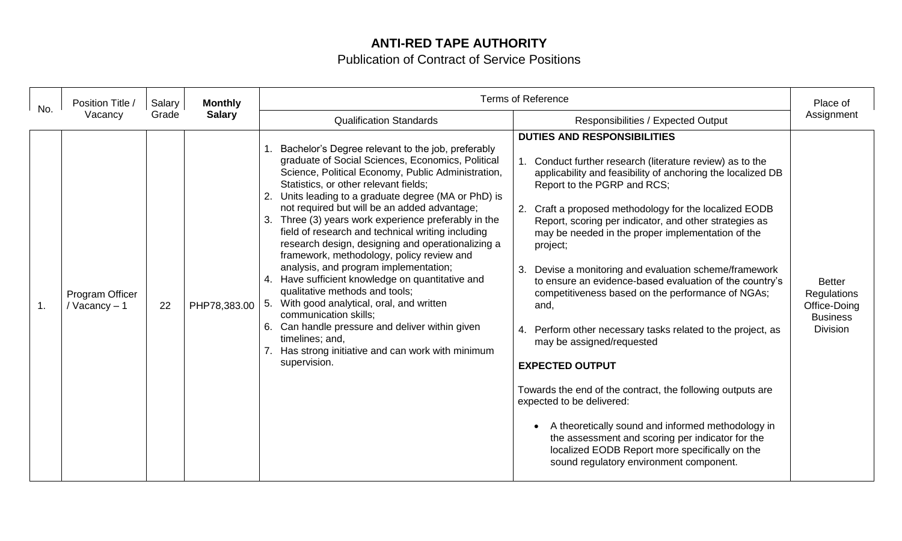# ANTI-RED TAPE AUTHORITY

## Publication of Contract of Service Positions

| No. | Position Title / Vacancy | Salary Grade | Monthly Salary | Terms of Reference | | Place of Assignment |
|---|---|---|---|---|---|---|
| | | | | Qualification Standards | Responsibilities / Expected Output | |
| 1. | Program Officer / Vacancy – 1 | 22 | PHP78,383.00 | 1. Bachelor's Degree relevant to the job, preferably graduate of Social Sciences, Economics, Political Science, Political Economy, Public Administration, Statistics, or other relevant fields;<br>2. Units leading to a graduate degree (MA or PhD) is not required but will be an added advantage;<br>3. Three (3) years work experience preferably in the field of research and technical writing including research design, designing and operationalizing a framework, methodology, policy review and analysis, and program implementation;<br>4. Have sufficient knowledge on quantitative and qualitative methods and tools;<br>5. With good analytical, oral, and written communication skills;<br>6. Can handle pressure and deliver within given timelines; and,<br>7. Has strong initiative and can work with minimum supervision. | **DUTIES AND RESPONSIBILITIES**<br>1. Conduct further research (literature review) as to the applicability and feasibility of anchoring the localized DB Report to the PGRP and RCS;<br>2. Craft a proposed methodology for the localized EODB Report, scoring per indicator, and other strategies as may be needed in the proper implementation of the project;<br>3. Devise a monitoring and evaluation scheme/framework to ensure an evidence-based evaluation of the country's competitiveness based on the performance of NGAs; and,<br>4. Perform other necessary tasks related to the project, as may be assigned/requested<br>**EXPECTED OUTPUT**<br>Towards the end of the contract, the following outputs are expected to be delivered:<br>• A theoretically sound and informed methodology in the assessment and scoring per indicator for the localized EODB Report more specifically on the sound regulatory environment component. | Better Regulations Office-Doing Business Division |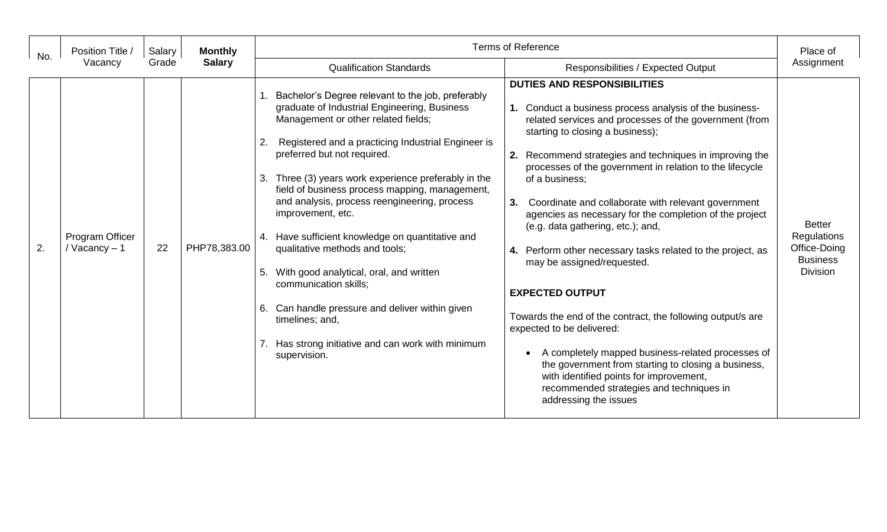| No. | Position Title / Vacancy | Salary Grade | **Monthly Salary** | Terms of Reference | | Place of Assignment |
|---|---|---|---|---|---|---|
| | | | | Qualification Standards | Responsibilities / Expected Output | |
| 2. | Program Officer / Vacancy – 1 | 22 | PHP78,383.00 | 1. Bachelor's Degree relevant to the job, preferably graduate of Industrial Engineering, Business Management or other related fields;<br>2. Registered and a practicing Industrial Engineer is preferred but not required.<br>3. Three (3) years work experience preferably in the field of business process mapping, management, and analysis, process reengineering, process improvement, etc.<br>4. Have sufficient knowledge on quantitative and qualitative methods and tools;<br>5. With good analytical, oral, and written communication skills;<br>6. Can handle pressure and deliver within given timelines; and,<br>7. Has strong initiative and can work with minimum supervision. | **DUTIES AND RESPONSIBILITIES**<br>**1.** Conduct a business process analysis of the business-related services and processes of the government (from starting to closing a business);<br>**2.** Recommend strategies and techniques in improving the processes of the government in relation to the lifecycle of a business;<br>**3.** Coordinate and collaborate with relevant government agencies as necessary for the completion of the project (e.g. data gathering, etc.); and,<br>**4.** Perform other necessary tasks related to the project, as may be assigned/requested.<br><br>**EXPECTED OUTPUT**<br>Towards the end of the contract, the following output/s are expected to be delivered:<br>• A completely mapped business-related processes of the government from starting to closing a business, with identified points for improvement, recommended strategies and techniques in addressing the issues | Better Regulations Office-Doing Business Division |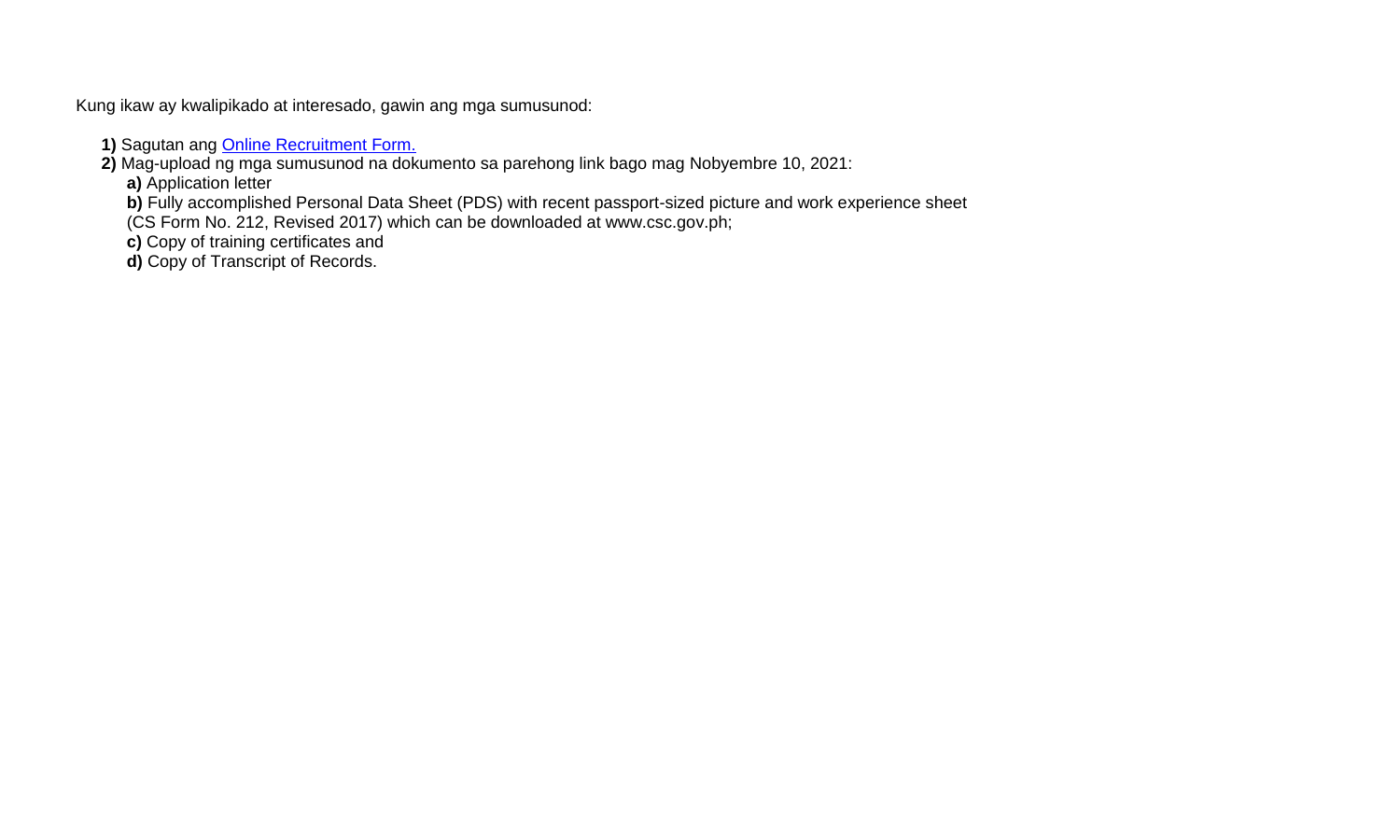Kung ikaw ay kwalipikado at interesado, gawin ang mga sumusunod:

**1)** Sagutan ang Online Recruitment Form.

**2)** Mag-upload ng mga sumusunod na dokumento sa parehong link bago mag Nobyembre 10, 2021:

**a)** Application letter

**b)** Fully accomplished Personal Data Sheet (PDS) with recent passport-sized picture and work experience sheet (CS Form No. 212, Revised 2017) which can be downloaded at www.csc.gov.ph;

**c)** Copy of training certificates and

**d)** Copy of Transcript of Records.